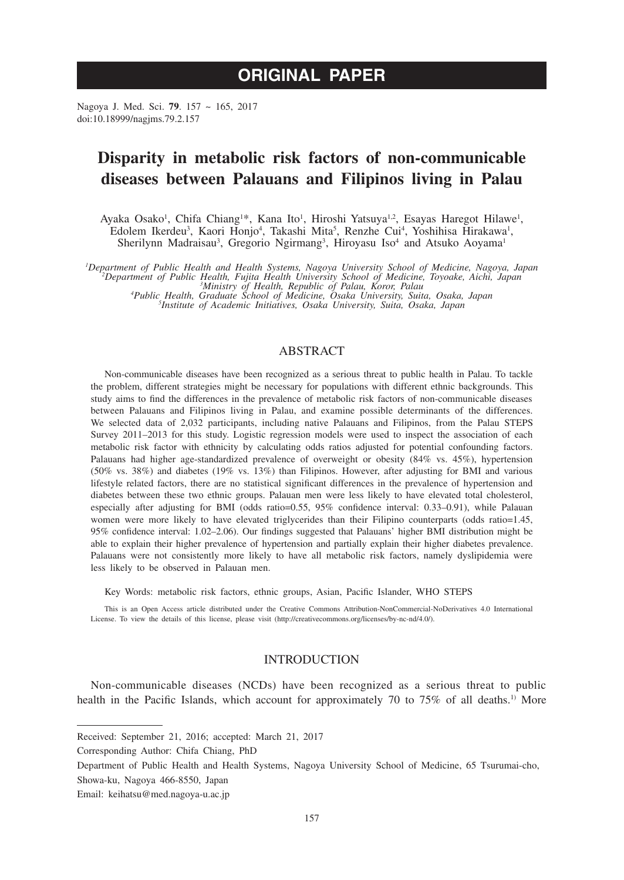# ORIGINAL PAPER

Nagoya J. Med. Sci. **79**. 157 ~ 165, 2017
doi:10.18999/nagjms.79.2.157

# Disparity in metabolic risk factors of non-communicable diseases between Palauans and Filipinos living in Palau

Ayaka Osako[1], Chifa Chiang[1]*, Kana Ito[1], Hiroshi Yatsuya[1,2], Esayas Haregot Hilawe[1], Edolem Ikerdeu[3], Kaori Honjo[4], Takashi Mita[5], Renzhe Cui[4], Yoshihisa Hirakawa[1], Sherilynn Madraisau[3], Gregorio Ngirmang[3], Hiroyasu Iso[4] and Atsuko Aoyama[1]

*[1]Department of Public Health and Health Systems, Nagoya University School of Medicine, Nagoya, Japan*
*[2]Department of Public Health, Fujita Health University School of Medicine, Toyoake, Aichi, Japan*
*[3]Ministry of Health, Republic of Palau, Koror, Palau*
*[4]Public Health, Graduate School of Medicine, Osaka University, Suita, Osaka, Japan*
*[5]Institute of Academic Initiatives, Osaka University, Suita, Osaka, Japan*

## ABSTRACT

Non-communicable diseases have been recognized as a serious threat to public health in Palau. To tackle the problem, different strategies might be necessary for populations with different ethnic backgrounds. This study aims to find the differences in the prevalence of metabolic risk factors of non-communicable diseases between Palauans and Filipinos living in Palau, and examine possible determinants of the differences. We selected data of 2,032 participants, including native Palauans and Filipinos, from the Palau STEPS Survey 2011–2013 for this study. Logistic regression models were used to inspect the association of each metabolic risk factor with ethnicity by calculating odds ratios adjusted for potential confounding factors. Palauans had higher age-standardized prevalence of overweight or obesity (84% vs. 45%), hypertension (50% vs. 38%) and diabetes (19% vs. 13%) than Filipinos. However, after adjusting for BMI and various lifestyle related factors, there are no statistical significant differences in the prevalence of hypertension and diabetes between these two ethnic groups. Palauan men were less likely to have elevated total cholesterol, especially after adjusting for BMI (odds ratio=0.55, 95% confidence interval: 0.33–0.91), while Palauan women were more likely to have elevated triglycerides than their Filipino counterparts (odds ratio=1.45, 95% confidence interval: 1.02–2.06). Our findings suggested that Palauans' higher BMI distribution might be able to explain their higher prevalence of hypertension and partially explain their higher diabetes prevalence. Palauans were not consistently more likely to have all metabolic risk factors, namely dyslipidemia were less likely to be observed in Palauan men.

Key Words: metabolic risk factors, ethnic groups, Asian, Pacific Islander, WHO STEPS

This is an Open Access article distributed under the Creative Commons Attribution-NonCommercial-NoDerivatives 4.0 International License. To view the details of this license, please visit (http://creativecommons.org/licenses/by-nc-nd/4.0/).

## INTRODUCTION

Non-communicable diseases (NCDs) have been recognized as a serious threat to public health in the Pacific Islands, which account for approximately 70 to 75% of all deaths.[1] More

---

Received: September 21, 2016; accepted: March 21, 2017

Corresponding Author: Chifa Chiang, PhD

Department of Public Health and Health Systems, Nagoya University School of Medicine, 65 Tsurumai-cho, Showa-ku, Nagoya 466-8550, Japan

Email: keihatsu@med.nagoya-u.ac.jp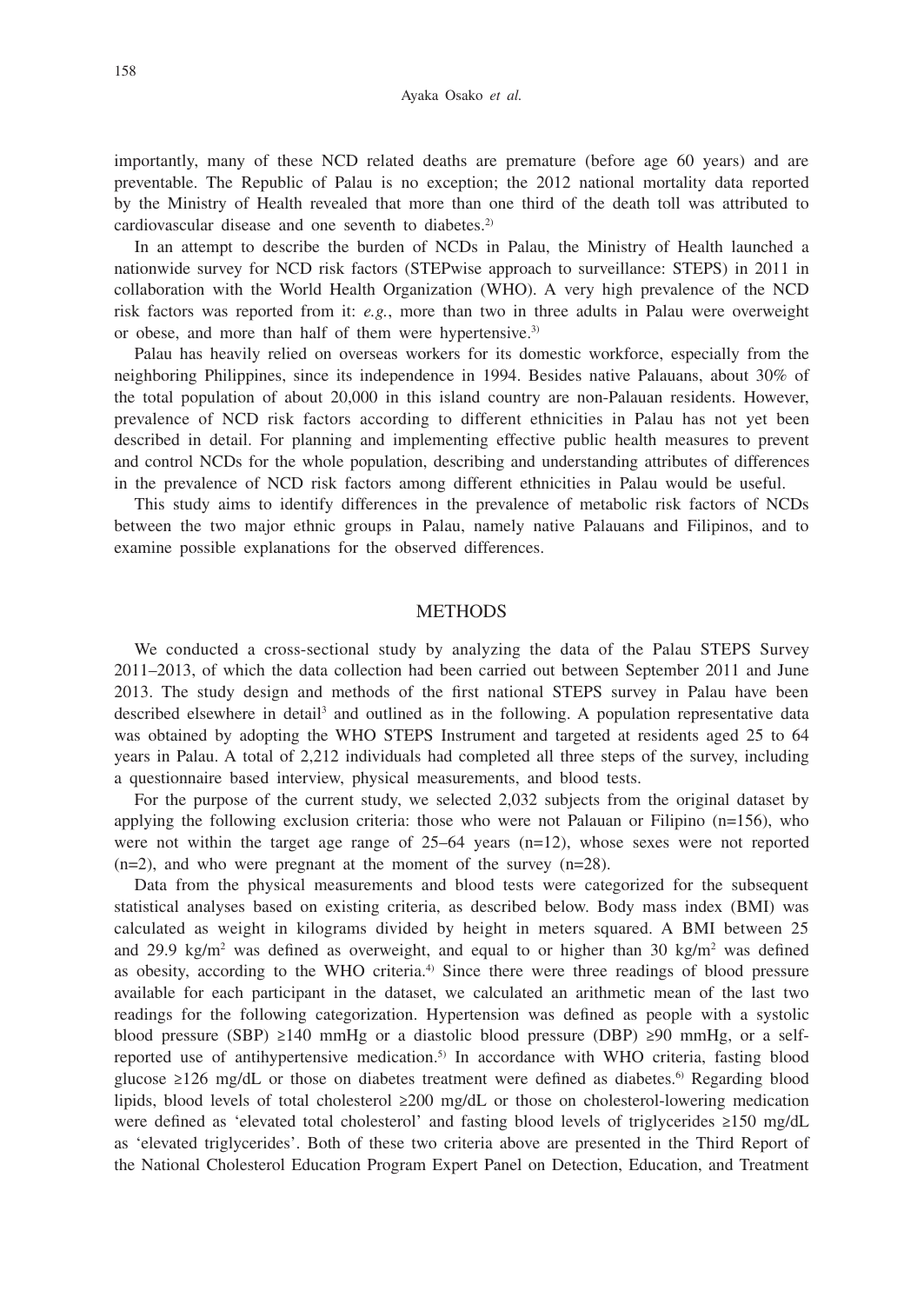importantly, many of these NCD related deaths are premature (before age 60 years) and are preventable. The Republic of Palau is no exception; the 2012 national mortality data reported by the Ministry of Health revealed that more than one third of the death toll was attributed to cardiovascular disease and one seventh to diabetes.[2]

In an attempt to describe the burden of NCDs in Palau, the Ministry of Health launched a nationwide survey for NCD risk factors (STEPwise approach to surveillance: STEPS) in 2011 in collaboration with the World Health Organization (WHO). A very high prevalence of the NCD risk factors was reported from it: *e.g.*, more than two in three adults in Palau were overweight or obese, and more than half of them were hypertensive.[3]

Palau has heavily relied on overseas workers for its domestic workforce, especially from the neighboring Philippines, since its independence in 1994. Besides native Palauans, about 30% of the total population of about 20,000 in this island country are non-Palauan residents. However, prevalence of NCD risk factors according to different ethnicities in Palau has not yet been described in detail. For planning and implementing effective public health measures to prevent and control NCDs for the whole population, describing and understanding attributes of differences in the prevalence of NCD risk factors among different ethnicities in Palau would be useful.

This study aims to identify differences in the prevalence of metabolic risk factors of NCDs between the two major ethnic groups in Palau, namely native Palauans and Filipinos, and to examine possible explanations for the observed differences.

## METHODS

We conducted a cross-sectional study by analyzing the data of the Palau STEPS Survey 2011–2013, of which the data collection had been carried out between September 2011 and June 2013. The study design and methods of the first national STEPS survey in Palau have been described elsewhere in detail[3] and outlined as in the following. A population representative data was obtained by adopting the WHO STEPS Instrument and targeted at residents aged 25 to 64 years in Palau. A total of 2,212 individuals had completed all three steps of the survey, including a questionnaire based interview, physical measurements, and blood tests.

For the purpose of the current study, we selected 2,032 subjects from the original dataset by applying the following exclusion criteria: those who were not Palauan or Filipino (n=156), who were not within the target age range of 25–64 years (n=12), whose sexes were not reported (n=2), and who were pregnant at the moment of the survey (n=28).

Data from the physical measurements and blood tests were categorized for the subsequent statistical analyses based on existing criteria, as described below. Body mass index (BMI) was calculated as weight in kilograms divided by height in meters squared. A BMI between 25 and 29.9 kg/m$^2$ was defined as overweight, and equal to or higher than 30 kg/m$^2$ was defined as obesity, according to the WHO criteria.[4] Since there were three readings of blood pressure available for each participant in the dataset, we calculated an arithmetic mean of the last two readings for the following categorization. Hypertension was defined as people with a systolic blood pressure (SBP) ≥140 mmHg or a diastolic blood pressure (DBP) ≥90 mmHg, or a self-reported use of antihypertensive medication.[5] In accordance with WHO criteria, fasting blood glucose ≥126 mg/dL or those on diabetes treatment were defined as diabetes.[6] Regarding blood lipids, blood levels of total cholesterol ≥200 mg/dL or those on cholesterol-lowering medication were defined as 'elevated total cholesterol' and fasting blood levels of triglycerides ≥150 mg/dL as 'elevated triglycerides'. Both of these two criteria above are presented in the Third Report of the National Cholesterol Education Program Expert Panel on Detection, Education, and Treatment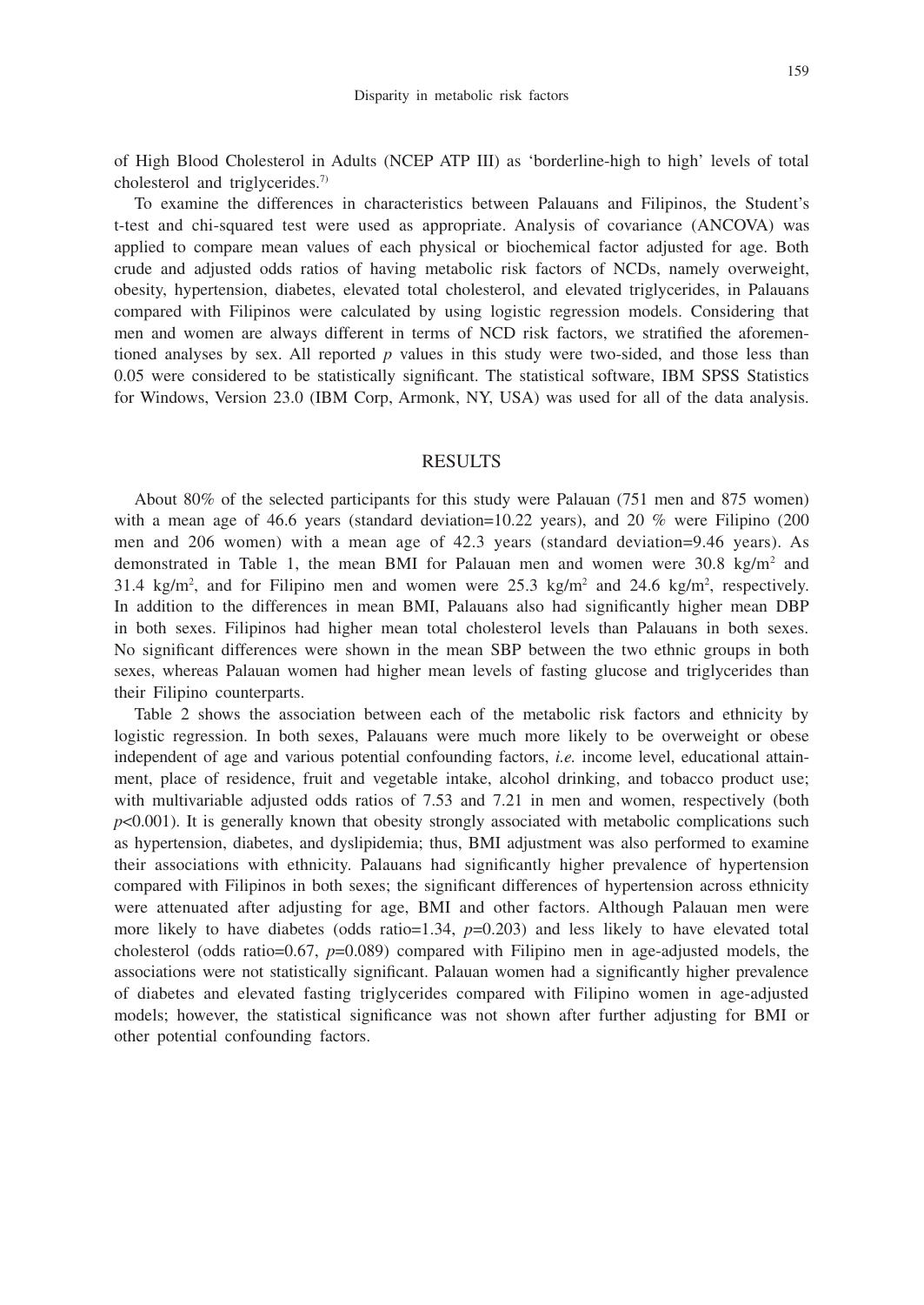of High Blood Cholesterol in Adults (NCEP ATP III) as 'borderline-high to high' levels of total cholesterol and triglycerides.[7]

To examine the differences in characteristics between Palauans and Filipinos, the Student's t-test and chi-squared test were used as appropriate. Analysis of covariance (ANCOVA) was applied to compare mean values of each physical or biochemical factor adjusted for age. Both crude and adjusted odds ratios of having metabolic risk factors of NCDs, namely overweight, obesity, hypertension, diabetes, elevated total cholesterol, and elevated triglycerides, in Palauans compared with Filipinos were calculated by using logistic regression models. Considering that men and women are always different in terms of NCD risk factors, we stratified the aforementioned analyses by sex. All reported $p$ values in this study were two-sided, and those less than 0.05 were considered to be statistically significant. The statistical software, IBM SPSS Statistics for Windows, Version 23.0 (IBM Corp, Armonk, NY, USA) was used for all of the data analysis.

## RESULTS

About 80% of the selected participants for this study were Palauan (751 men and 875 women) with a mean age of 46.6 years (standard deviation=10.22 years), and 20 % were Filipino (200 men and 206 women) with a mean age of 42.3 years (standard deviation=9.46 years). As demonstrated in Table 1, the mean BMI for Palauan men and women were 30.8 kg/m$^2$ and 31.4 kg/m$^2$, and for Filipino men and women were 25.3 kg/m$^2$ and 24.6 kg/m$^2$, respectively. In addition to the differences in mean BMI, Palauans also had significantly higher mean DBP in both sexes. Filipinos had higher mean total cholesterol levels than Palauans in both sexes. No significant differences were shown in the mean SBP between the two ethnic groups in both sexes, whereas Palauan women had higher mean levels of fasting glucose and triglycerides than their Filipino counterparts.

Table 2 shows the association between each of the metabolic risk factors and ethnicity by logistic regression. In both sexes, Palauans were much more likely to be overweight or obese independent of age and various potential confounding factors, *i.e.* income level, educational attainment, place of residence, fruit and vegetable intake, alcohol drinking, and tobacco product use; with multivariable adjusted odds ratios of 7.53 and 7.21 in men and women, respectively (both $p$<0.001). It is generally known that obesity strongly associated with metabolic complications such as hypertension, diabetes, and dyslipidemia; thus, BMI adjustment was also performed to examine their associations with ethnicity. Palauans had significantly higher prevalence of hypertension compared with Filipinos in both sexes; the significant differences of hypertension across ethnicity were attenuated after adjusting for age, BMI and other factors. Although Palauan men were more likely to have diabetes (odds ratio=1.34, $p$=0.203) and less likely to have elevated total cholesterol (odds ratio=0.67, $p$=0.089) compared with Filipino men in age-adjusted models, the associations were not statistically significant. Palauan women had a significantly higher prevalence of diabetes and elevated fasting triglycerides compared with Filipino women in age-adjusted models; however, the statistical significance was not shown after further adjusting for BMI or other potential confounding factors.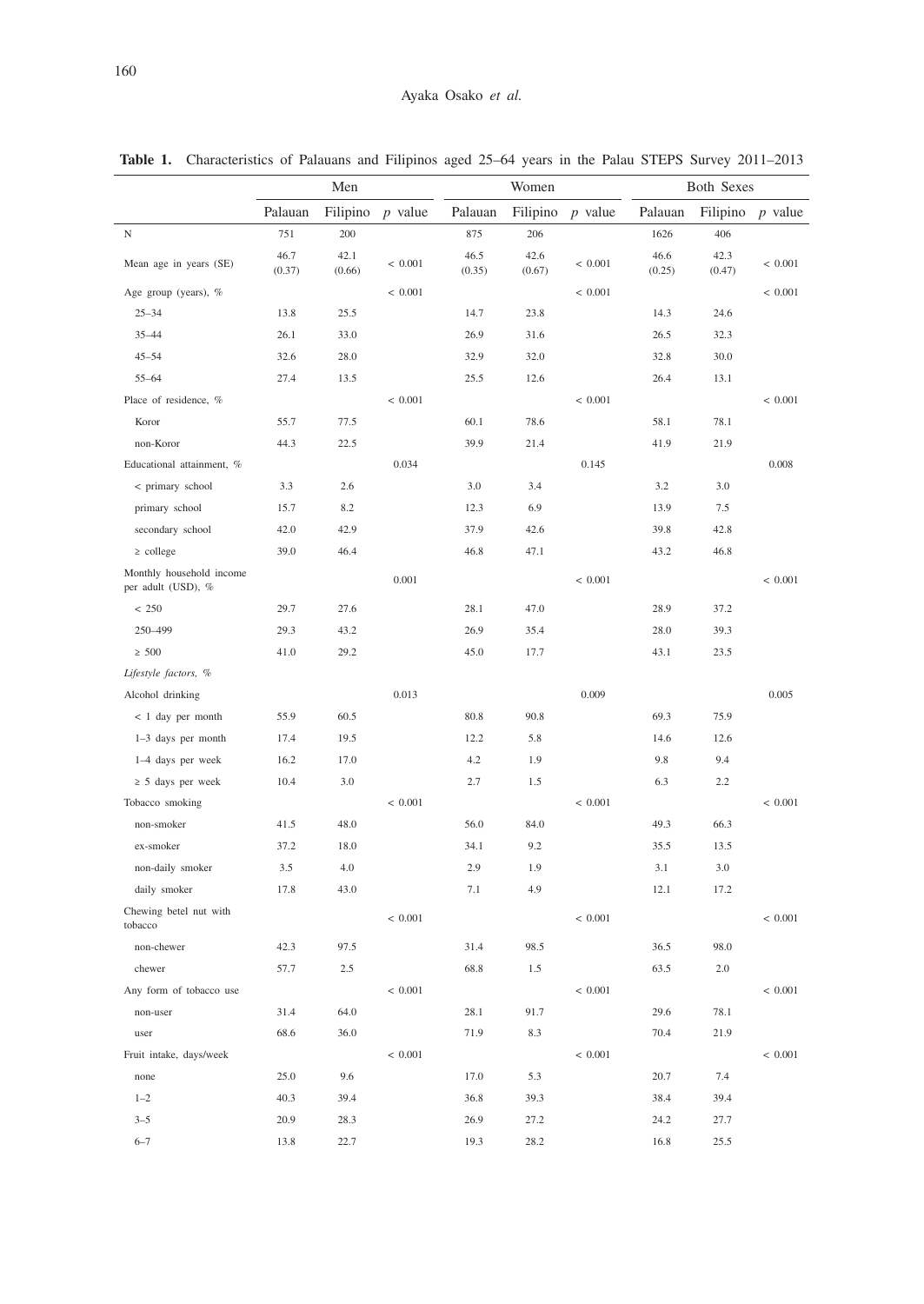**Table 1.** Characteristics of Palauans and Filipinos aged 25–64 years in the Palau STEPS Survey 2011–2013

| | Men | | | Women | | | Both Sexes | | |
|---|---|---|---|---|---|---|---|---|---|
| | Palauan | Filipino | *p* value | Palauan | Filipino | *p* value | Palauan | Filipino | *p* value |
| N | 751 | 200 | | 875 | 206 | | 1626 | 406 | |
| Mean age in years (SE) | 46.7 (0.37) | 42.1 (0.66) | < 0.001 | 46.5 (0.35) | 42.6 (0.67) | < 0.001 | 46.6 (0.25) | 42.3 (0.47) | < 0.001 |
| Age group (years), % | | | < 0.001 | | | < 0.001 | | | < 0.001 |
| 25–34 | 13.8 | 25.5 | | 14.7 | 23.8 | | 14.3 | 24.6 | |
| 35–44 | 26.1 | 33.0 | | 26.9 | 31.6 | | 26.5 | 32.3 | |
| 45–54 | 32.6 | 28.0 | | 32.9 | 32.0 | | 32.8 | 30.0 | |
| 55–64 | 27.4 | 13.5 | | 25.5 | 12.6 | | 26.4 | 13.1 | |
| Place of residence, % | | | < 0.001 | | | < 0.001 | | | < 0.001 |
| Koror | 55.7 | 77.5 | | 60.1 | 78.6 | | 58.1 | 78.1 | |
| non-Koror | 44.3 | 22.5 | | 39.9 | 21.4 | | 41.9 | 21.9 | |
| Educational attainment, % | | | 0.034 | | | 0.145 | | | 0.008 |
| < primary school | 3.3 | 2.6 | | 3.0 | 3.4 | | 3.2 | 3.0 | |
| primary school | 15.7 | 8.2 | | 12.3 | 6.9 | | 13.9 | 7.5 | |
| secondary school | 42.0 | 42.9 | | 37.9 | 42.6 | | 39.8 | 42.8 | |
| ≥ college | 39.0 | 46.4 | | 46.8 | 47.1 | | 43.2 | 46.8 | |
| Monthly household income per adult (USD), % | | | 0.001 | | | < 0.001 | | | < 0.001 |
| < 250 | 29.7 | 27.6 | | 28.1 | 47.0 | | 28.9 | 37.2 | |
| 250–499 | 29.3 | 43.2 | | 26.9 | 35.4 | | 28.0 | 39.3 | |
| ≥ 500 | 41.0 | 29.2 | | 45.0 | 17.7 | | 43.1 | 23.5 | |
| *Lifestyle factors, %* | | | | | | | | | |
| Alcohol drinking | | | 0.013 | | | 0.009 | | | 0.005 |
| < 1 day per month | 55.9 | 60.5 | | 80.8 | 90.8 | | 69.3 | 75.9 | |
| 1–3 days per month | 17.4 | 19.5 | | 12.2 | 5.8 | | 14.6 | 12.6 | |
| 1–4 days per week | 16.2 | 17.0 | | 4.2 | 1.9 | | 9.8 | 9.4 | |
| ≥ 5 days per week | 10.4 | 3.0 | | 2.7 | 1.5 | | 6.3 | 2.2 | |
| Tobacco smoking | | | < 0.001 | | | < 0.001 | | | < 0.001 |
| non-smoker | 41.5 | 48.0 | | 56.0 | 84.0 | | 49.3 | 66.3 | |
| ex-smoker | 37.2 | 18.0 | | 34.1 | 9.2 | | 35.5 | 13.5 | |
| non-daily smoker | 3.5 | 4.0 | | 2.9 | 1.9 | | 3.1 | 3.0 | |
| daily smoker | 17.8 | 43.0 | | 7.1 | 4.9 | | 12.1 | 17.2 | |
| Chewing betel nut with tobacco | | | < 0.001 | | | < 0.001 | | | < 0.001 |
| non-chewer | 42.3 | 97.5 | | 31.4 | 98.5 | | 36.5 | 98.0 | |
| chewer | 57.7 | 2.5 | | 68.8 | 1.5 | | 63.5 | 2.0 | |
| Any form of tobacco use | | | < 0.001 | | | < 0.001 | | | < 0.001 |
| non-user | 31.4 | 64.0 | | 28.1 | 91.7 | | 29.6 | 78.1 | |
| user | 68.6 | 36.0 | | 71.9 | 8.3 | | 70.4 | 21.9 | |
| Fruit intake, days/week | | | < 0.001 | | | < 0.001 | | | < 0.001 |
| none | 25.0 | 9.6 | | 17.0 | 5.3 | | 20.7 | 7.4 | |
| 1–2 | 40.3 | 39.4 | | 36.8 | 39.3 | | 38.4 | 39.4 | |
| 3–5 | 20.9 | 28.3 | | 26.9 | 27.2 | | 24.2 | 27.7 | |
| 6–7 | 13.8 | 22.7 | | 19.3 | 28.2 | | 16.8 | 25.5 | |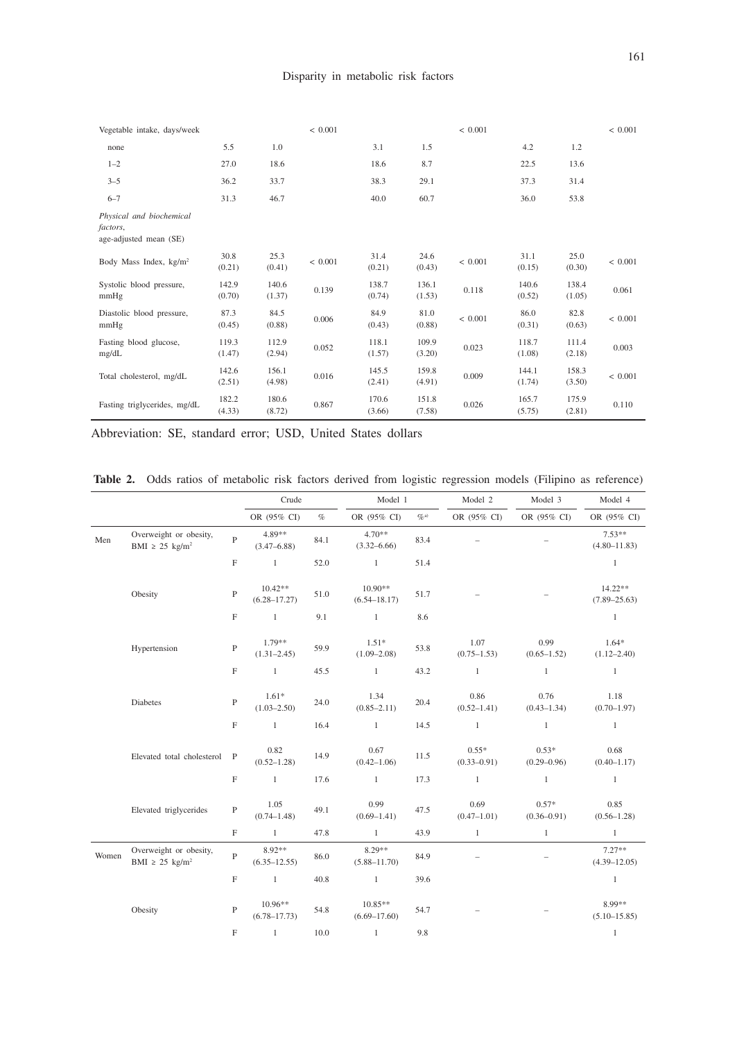| Vegetable intake, days/week | | | < 0.001 | | | < 0.001 | | | < 0.001 |
|---|---|---|---|---|---|---|---|---|---|
| none | 5.5 | 1.0 | | 3.1 | 1.5 | | 4.2 | 1.2 | |
| 1–2 | 27.0 | 18.6 | | 18.6 | 8.7 | | 22.5 | 13.6 | |
| 3–5 | 36.2 | 33.7 | | 38.3 | 29.1 | | 37.3 | 31.4 | |
| 6–7 | 31.3 | 46.7 | | 40.0 | 60.7 | | 36.0 | 53.8 | |
| *Physical and biochemical factors,* age-adjusted mean (SE) | | | | | | | | | |
| Body Mass Index, kg/m$^2$ | 30.8 (0.21) | 25.3 (0.41) | < 0.001 | 31.4 (0.21) | 24.6 (0.43) | < 0.001 | 31.1 (0.15) | 25.0 (0.30) | < 0.001 |
| Systolic blood pressure, mmHg | 142.9 (0.70) | 140.6 (1.37) | 0.139 | 138.7 (0.74) | 136.1 (1.53) | 0.118 | 140.6 (0.52) | 138.4 (1.05) | 0.061 |
| Diastolic blood pressure, mmHg | 87.3 (0.45) | 84.5 (0.88) | 0.006 | 84.9 (0.43) | 81.0 (0.88) | < 0.001 | 86.0 (0.31) | 82.8 (0.63) | < 0.001 |
| Fasting blood glucose, mg/dL | 119.3 (1.47) | 112.9 (2.94) | 0.052 | 118.1 (1.57) | 109.9 (3.20) | 0.023 | 118.7 (1.08) | 111.4 (2.18) | 0.003 |
| Total cholesterol, mg/dL | 142.6 (2.51) | 156.1 (4.98) | 0.016 | 145.5 (2.41) | 159.8 (4.91) | 0.009 | 144.1 (1.74) | 158.3 (3.50) | < 0.001 |
| Fasting triglycerides, mg/dL | 182.2 (4.33) | 180.6 (8.72) | 0.867 | 170.6 (3.66) | 151.8 (7.58) | 0.026 | 165.7 (5.75) | 175.9 (2.81) | 0.110 |

Abbreviation: SE, standard error; USD, United States dollars

**Table 2.** Odds ratios of metabolic risk factors derived from logistic regression models (Filipino as reference)

| | | | Crude | | Model 1 | | Model 2 | Model 3 | Model 4 |
|---|---|---|---|---|---|---|---|---|---|
| | | | OR (95% CI) | % | OR (95% CI) | %[a)] | OR (95% CI) | OR (95% CI) | OR (95% CI) |
| Men | Overweight or obesity, BMI ≥ 25 kg/m$^2$ | P | 4.89** (3.47–6.88) | 84.1 | 4.70** (3.32–6.66) | 83.4 | – | – | 7.53** (4.80–11.83) |
| | | F | 1 | 52.0 | 1 | 51.4 | | | 1 |
| | Obesity | P | 10.42** (6.28–17.27) | 51.0 | 10.90** (6.54–18.17) | 51.7 | – | – | 14.22** (7.89–25.63) |
| | | F | 1 | 9.1 | 1 | 8.6 | | | 1 |
| | Hypertension | P | 1.79** (1.31–2.45) | 59.9 | 1.51* (1.09–2.08) | 53.8 | 1.07 (0.75–1.53) | 0.99 (0.65–1.52) | 1.64* (1.12–2.40) |
| | | F | 1 | 45.5 | 1 | 43.2 | 1 | 1 | 1 |
| | Diabetes | P | 1.61* (1.03–2.50) | 24.0 | 1.34 (0.85–2.11) | 20.4 | 0.86 (0.52–1.41) | 0.76 (0.43–1.34) | 1.18 (0.70–1.97) |
| | | F | 1 | 16.4 | 1 | 14.5 | 1 | 1 | 1 |
| | Elevated total cholesterol | P | 0.82 (0.52–1.28) | 14.9 | 0.67 (0.42–1.06) | 11.5 | 0.55* (0.33–0.91) | 0.53* (0.29–0.96) | 0.68 (0.40–1.17) |
| | | F | 1 | 17.6 | 1 | 17.3 | 1 | 1 | 1 |
| | Elevated triglycerides | P | 1.05 (0.74–1.48) | 49.1 | 0.99 (0.69–1.41) | 47.5 | 0.69 (0.47–1.01) | 0.57* (0.36–0.91) | 0.85 (0.56–1.28) |
| | | F | 1 | 47.8 | 1 | 43.9 | 1 | 1 | 1 |
| Women | Overweight or obesity, BMI ≥ 25 kg/m$^2$ | P | 8.92** (6.35–12.55) | 86.0 | 8.29** (5.88–11.70) | 84.9 | – | – | 7.27** (4.39–12.05) |
| | | F | 1 | 40.8 | 1 | 39.6 | | | 1 |
| | Obesity | P | 10.96** (6.78–17.73) | 54.8 | 10.85** (6.69–17.60) | 54.7 | – | – | 8.99** (5.10–15.85) |
| | | F | 1 | 10.0 | 1 | 9.8 | | | 1 |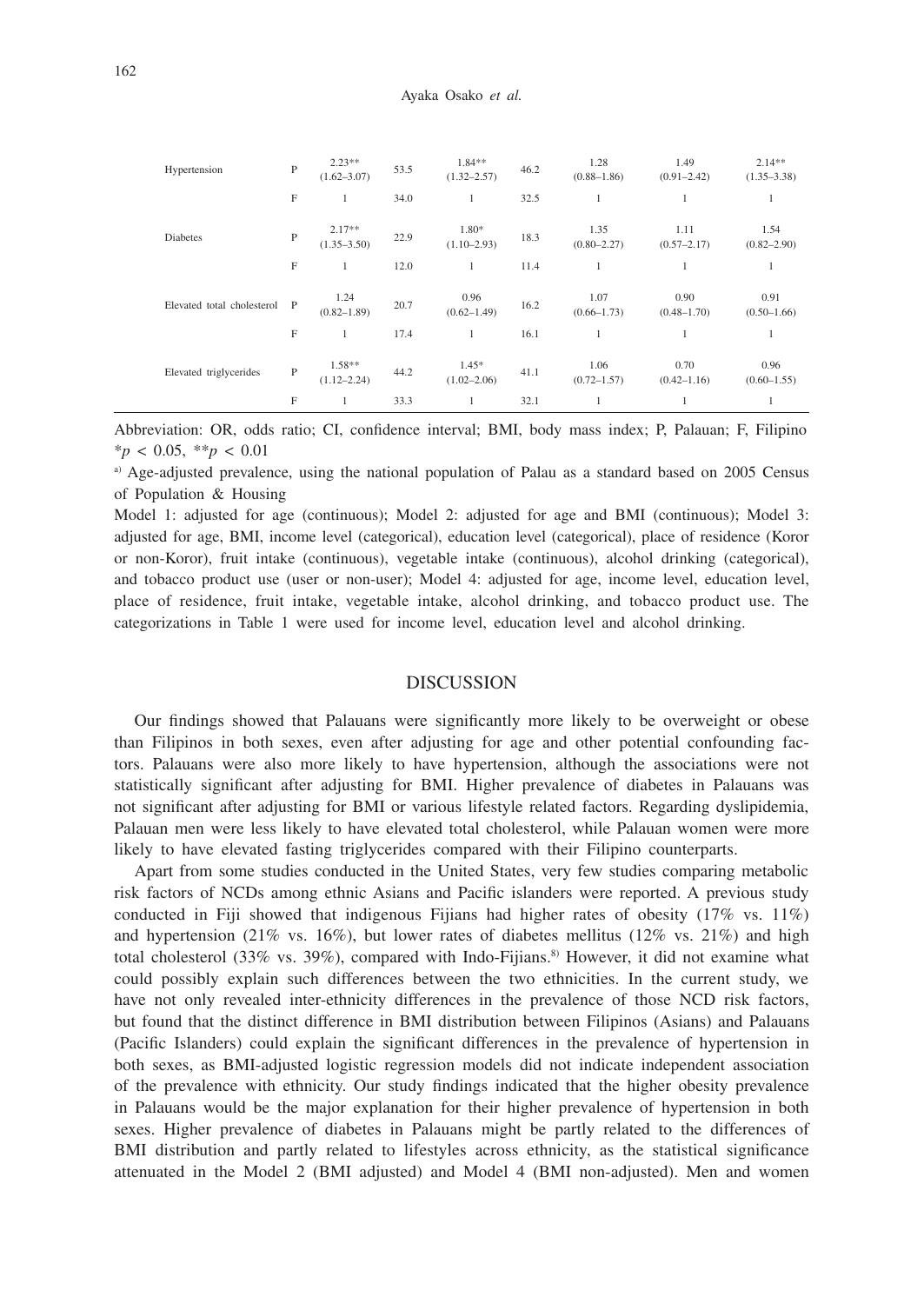| | | | | | | | | |
|---|---|---|---|---|---|---|---|---|
| Hypertension | P | 2.23** (1.62–3.07) | 53.5 | 1.84** (1.32–2.57) | 46.2 | 1.28 (0.88–1.86) | 1.49 (0.91–2.42) | 2.14** (1.35–3.38) |
| | F | 1 | 34.0 | 1 | 32.5 | 1 | 1 | 1 |
| Diabetes | P | 2.17** (1.35–3.50) | 22.9 | 1.80* (1.10–2.93) | 18.3 | 1.35 (0.80–2.27) | 1.11 (0.57–2.17) | 1.54 (0.82–2.90) |
| | F | 1 | 12.0 | 1 | 11.4 | 1 | 1 | 1 |
| Elevated total cholesterol | P | 1.24 (0.82–1.89) | 20.7 | 0.96 (0.62–1.49) | 16.2 | 1.07 (0.66–1.73) | 0.90 (0.48–1.70) | 0.91 (0.50–1.66) |
| | F | 1 | 17.4 | 1 | 16.1 | 1 | 1 | 1 |
| Elevated triglycerides | P | 1.58** (1.12–2.24) | 44.2 | 1.45* (1.02–2.06) | 41.1 | 1.06 (0.72–1.57) | 0.70 (0.42–1.16) | 0.96 (0.60–1.55) |
| | F | 1 | 33.3 | 1 | 32.1 | 1 | 1 | 1 |

Abbreviation: OR, odds ratio; CI, confidence interval; BMI, body mass index; P, Palauan; F, Filipino
$*p < 0.05$, $**p < 0.01$

[a] Age-adjusted prevalence, using the national population of Palau as a standard based on 2005 Census of Population & Housing

Model 1: adjusted for age (continuous); Model 2: adjusted for age and BMI (continuous); Model 3: adjusted for age, BMI, income level (categorical), education level (categorical), place of residence (Koror or non-Koror), fruit intake (continuous), vegetable intake (continuous), alcohol drinking (categorical), and tobacco product use (user or non-user); Model 4: adjusted for age, income level, education level, place of residence, fruit intake, vegetable intake, alcohol drinking, and tobacco product use. The categorizations in Table 1 were used for income level, education level and alcohol drinking.

## DISCUSSION

Our findings showed that Palauans were significantly more likely to be overweight or obese than Filipinos in both sexes, even after adjusting for age and other potential confounding factors. Palauans were also more likely to have hypertension, although the associations were not statistically significant after adjusting for BMI. Higher prevalence of diabetes in Palauans was not significant after adjusting for BMI or various lifestyle related factors. Regarding dyslipidemia, Palauan men were less likely to have elevated total cholesterol, while Palauan women were more likely to have elevated fasting triglycerides compared with their Filipino counterparts.

Apart from some studies conducted in the United States, very few studies comparing metabolic risk factors of NCDs among ethnic Asians and Pacific islanders were reported. A previous study conducted in Fiji showed that indigenous Fijians had higher rates of obesity (17% vs. 11%) and hypertension (21% vs. 16%), but lower rates of diabetes mellitus (12% vs. 21%) and high total cholesterol (33% vs. 39%), compared with Indo-Fijians.[8] However, it did not examine what could possibly explain such differences between the two ethnicities. In the current study, we have not only revealed inter-ethnicity differences in the prevalence of those NCD risk factors, but found that the distinct difference in BMI distribution between Filipinos (Asians) and Palauans (Pacific Islanders) could explain the significant differences in the prevalence of hypertension in both sexes, as BMI-adjusted logistic regression models did not indicate independent association of the prevalence with ethnicity. Our study findings indicated that the higher obesity prevalence in Palauans would be the major explanation for their higher prevalence of hypertension in both sexes. Higher prevalence of diabetes in Palauans might be partly related to the differences of BMI distribution and partly related to lifestyles across ethnicity, as the statistical significance attenuated in the Model 2 (BMI adjusted) and Model 4 (BMI non-adjusted). Men and women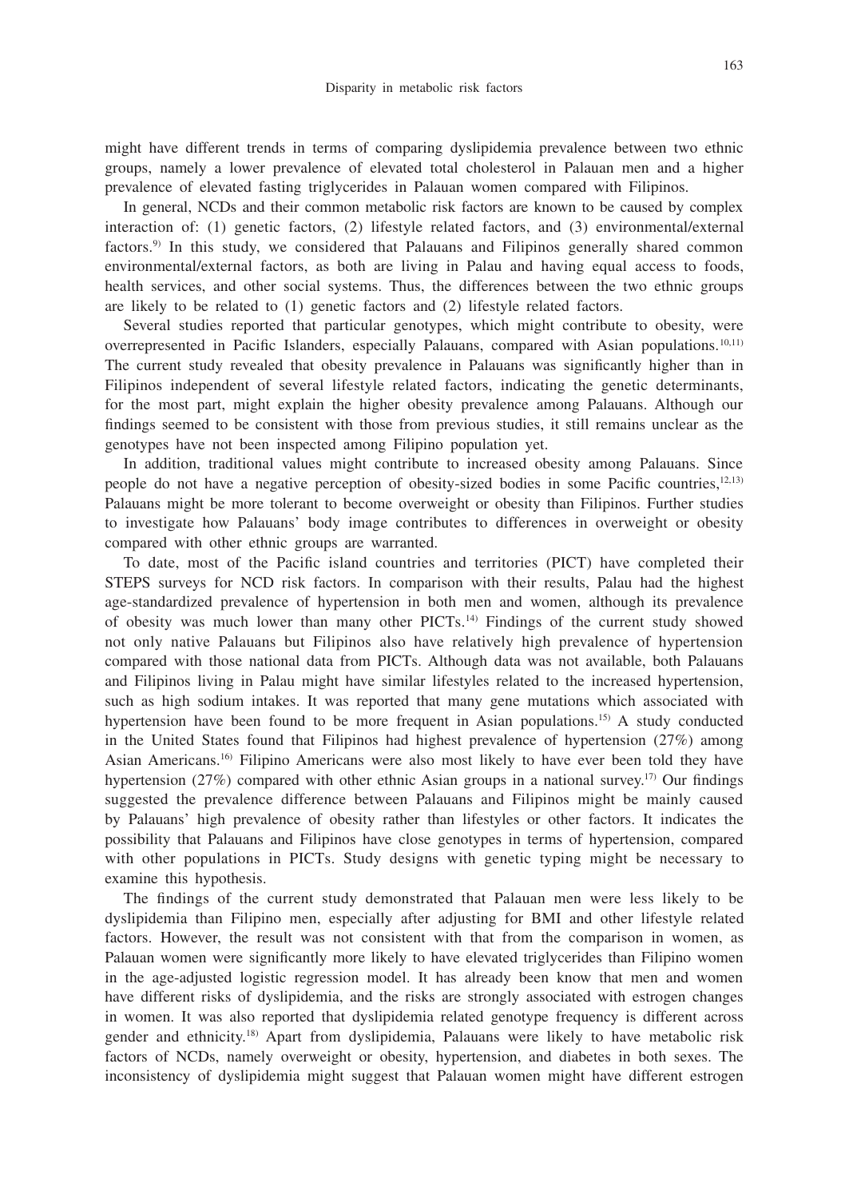might have different trends in terms of comparing dyslipidemia prevalence between two ethnic groups, namely a lower prevalence of elevated total cholesterol in Palauan men and a higher prevalence of elevated fasting triglycerides in Palauan women compared with Filipinos.

In general, NCDs and their common metabolic risk factors are known to be caused by complex interaction of: (1) genetic factors, (2) lifestyle related factors, and (3) environmental/external factors.[9] In this study, we considered that Palauans and Filipinos generally shared common environmental/external factors, as both are living in Palau and having equal access to foods, health services, and other social systems. Thus, the differences between the two ethnic groups are likely to be related to (1) genetic factors and (2) lifestyle related factors.

Several studies reported that particular genotypes, which might contribute to obesity, were overrepresented in Pacific Islanders, especially Palauans, compared with Asian populations.[10,11] The current study revealed that obesity prevalence in Palauans was significantly higher than in Filipinos independent of several lifestyle related factors, indicating the genetic determinants, for the most part, might explain the higher obesity prevalence among Palauans. Although our findings seemed to be consistent with those from previous studies, it still remains unclear as the genotypes have not been inspected among Filipino population yet.

In addition, traditional values might contribute to increased obesity among Palauans. Since people do not have a negative perception of obesity-sized bodies in some Pacific countries,[12,13] Palauans might be more tolerant to become overweight or obesity than Filipinos. Further studies to investigate how Palauans' body image contributes to differences in overweight or obesity compared with other ethnic groups are warranted.

To date, most of the Pacific island countries and territories (PICT) have completed their STEPS surveys for NCD risk factors. In comparison with their results, Palau had the highest age-standardized prevalence of hypertension in both men and women, although its prevalence of obesity was much lower than many other PICTs.[14] Findings of the current study showed not only native Palauans but Filipinos also have relatively high prevalence of hypertension compared with those national data from PICTs. Although data was not available, both Palauans and Filipinos living in Palau might have similar lifestyles related to the increased hypertension, such as high sodium intakes. It was reported that many gene mutations which associated with hypertension have been found to be more frequent in Asian populations.[15] A study conducted in the United States found that Filipinos had highest prevalence of hypertension (27%) among Asian Americans.[16] Filipino Americans were also most likely to have ever been told they have hypertension (27%) compared with other ethnic Asian groups in a national survey.[17] Our findings suggested the prevalence difference between Palauans and Filipinos might be mainly caused by Palauans' high prevalence of obesity rather than lifestyles or other factors. It indicates the possibility that Palauans and Filipinos have close genotypes in terms of hypertension, compared with other populations in PICTs. Study designs with genetic typing might be necessary to examine this hypothesis.

The findings of the current study demonstrated that Palauan men were less likely to be dyslipidemia than Filipino men, especially after adjusting for BMI and other lifestyle related factors. However, the result was not consistent with that from the comparison in women, as Palauan women were significantly more likely to have elevated triglycerides than Filipino women in the age-adjusted logistic regression model. It has already been know that men and women have different risks of dyslipidemia, and the risks are strongly associated with estrogen changes in women. It was also reported that dyslipidemia related genotype frequency is different across gender and ethnicity.[18] Apart from dyslipidemia, Palauans were likely to have metabolic risk factors of NCDs, namely overweight or obesity, hypertension, and diabetes in both sexes. The inconsistency of dyslipidemia might suggest that Palauan women might have different estrogen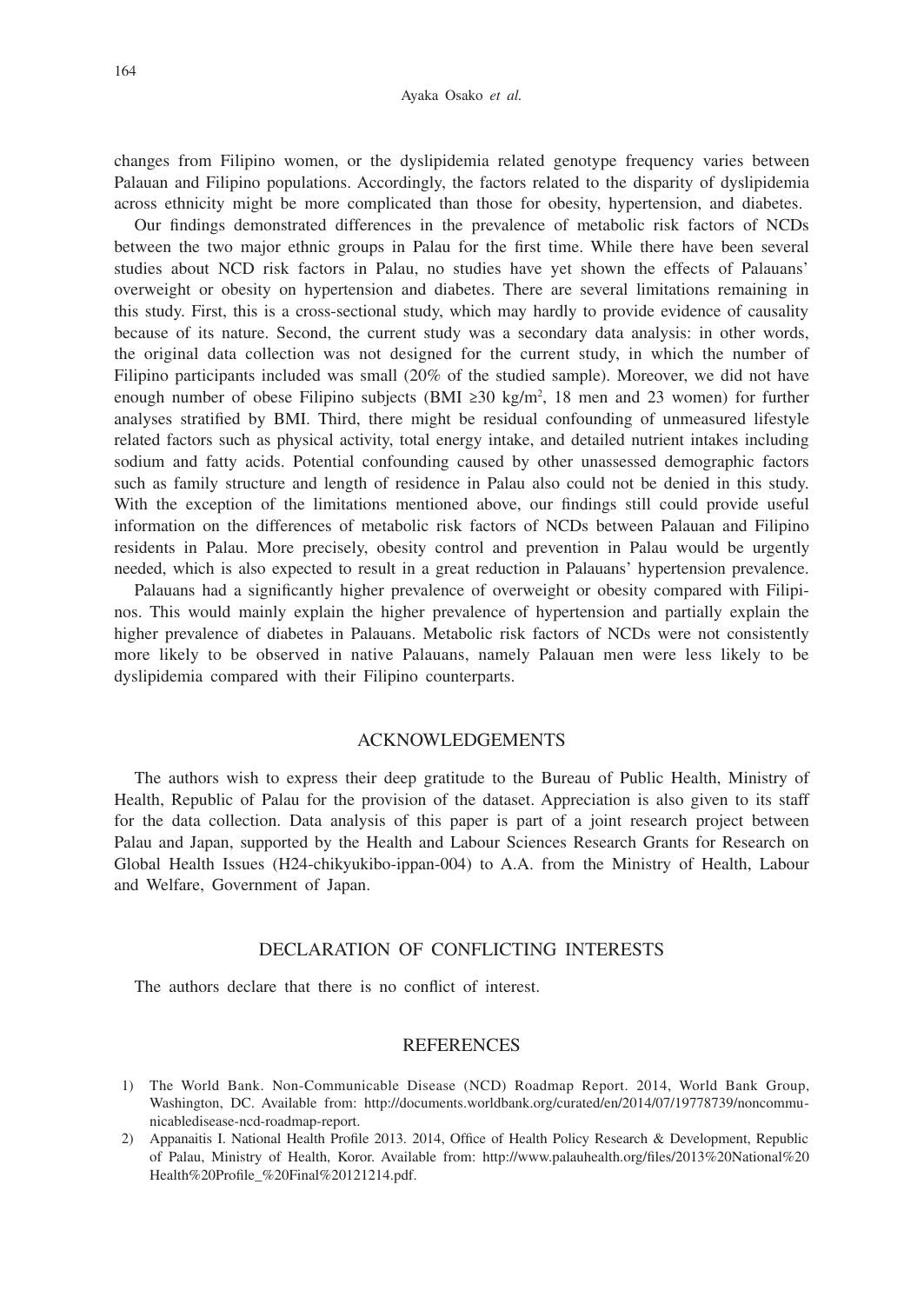changes from Filipino women, or the dyslipidemia related genotype frequency varies between Palauan and Filipino populations. Accordingly, the factors related to the disparity of dyslipidemia across ethnicity might be more complicated than those for obesity, hypertension, and diabetes.

Our findings demonstrated differences in the prevalence of metabolic risk factors of NCDs between the two major ethnic groups in Palau for the first time. While there have been several studies about NCD risk factors in Palau, no studies have yet shown the effects of Palauans' overweight or obesity on hypertension and diabetes. There are several limitations remaining in this study. First, this is a cross-sectional study, which may hardly to provide evidence of causality because of its nature. Second, the current study was a secondary data analysis: in other words, the original data collection was not designed for the current study, in which the number of Filipino participants included was small (20% of the studied sample). Moreover, we did not have enough number of obese Filipino subjects (BMI ≥30 kg/m$^2$, 18 men and 23 women) for further analyses stratified by BMI. Third, there might be residual confounding of unmeasured lifestyle related factors such as physical activity, total energy intake, and detailed nutrient intakes including sodium and fatty acids. Potential confounding caused by other unassessed demographic factors such as family structure and length of residence in Palau also could not be denied in this study. With the exception of the limitations mentioned above, our findings still could provide useful information on the differences of metabolic risk factors of NCDs between Palauan and Filipino residents in Palau. More precisely, obesity control and prevention in Palau would be urgently needed, which is also expected to result in a great reduction in Palauans' hypertension prevalence.

Palauans had a significantly higher prevalence of overweight or obesity compared with Filipinos. This would mainly explain the higher prevalence of hypertension and partially explain the higher prevalence of diabetes in Palauans. Metabolic risk factors of NCDs were not consistently more likely to be observed in native Palauans, namely Palauan men were less likely to be dyslipidemia compared with their Filipino counterparts.

## ACKNOWLEDGEMENTS

The authors wish to express their deep gratitude to the Bureau of Public Health, Ministry of Health, Republic of Palau for the provision of the dataset. Appreciation is also given to its staff for the data collection. Data analysis of this paper is part of a joint research project between Palau and Japan, supported by the Health and Labour Sciences Research Grants for Research on Global Health Issues (H24-chikyukibo-ippan-004) to A.A. from the Ministry of Health, Labour and Welfare, Government of Japan.

## DECLARATION OF CONFLICTING INTERESTS

The authors declare that there is no conflict of interest.

## REFERENCES

1) The World Bank. Non-Communicable Disease (NCD) Roadmap Report. 2014, World Bank Group, Washington, DC. Available from: http://documents.worldbank.org/curated/en/2014/07/19778739/noncommunicabledisease-ncd-roadmap-report.
2) Appanaitis I. National Health Profile 2013. 2014, Office of Health Policy Research & Development, Republic of Palau, Ministry of Health, Koror. Available from: http://www.palauhealth.org/files/2013%20National%20Health%20Profile_%20Final%20121214.pdf.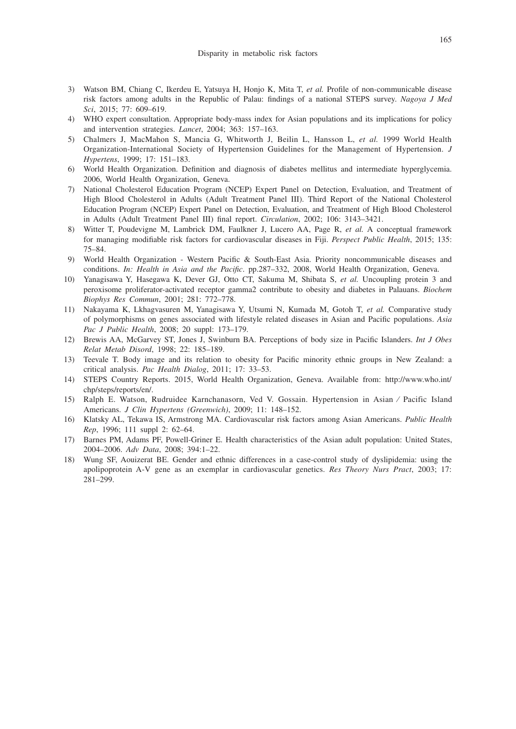3) Watson BM, Chiang C, Ikerdeu E, Yatsuya H, Honjo K, Mita T, *et al.* Profile of non-communicable disease risk factors among adults in the Republic of Palau: findings of a national STEPS survey. *Nagoya J Med Sci*, 2015; 77: 609–619.
4) WHO expert consultation. Appropriate body-mass index for Asian populations and its implications for policy and intervention strategies. *Lancet*, 2004; 363: 157–163.
5) Chalmers J, MacMahon S, Mancia G, Whitworth J, Beilin L, Hansson L, *et al.* 1999 World Health Organization-International Society of Hypertension Guidelines for the Management of Hypertension. *J Hypertens*, 1999; 17: 151–183.
6) World Health Organization. Definition and diagnosis of diabetes mellitus and intermediate hyperglycemia. 2006, World Health Organization, Geneva.
7) National Cholesterol Education Program (NCEP) Expert Panel on Detection, Evaluation, and Treatment of High Blood Cholesterol in Adults (Adult Treatment Panel III). Third Report of the National Cholesterol Education Program (NCEP) Expert Panel on Detection, Evaluation, and Treatment of High Blood Cholesterol in Adults (Adult Treatment Panel III) final report. *Circulation*, 2002; 106: 3143–3421.
8) Witter T, Poudevigne M, Lambrick DM, Faulkner J, Lucero AA, Page R, *et al.* A conceptual framework for managing modifiable risk factors for cardiovascular diseases in Fiji. *Perspect Public Health*, 2015; 135: 75–84.
9) World Health Organization - Western Pacific & South-East Asia. Priority noncommunicable diseases and conditions. *In: Health in Asia and the Pacific*. pp.287–332, 2008, World Health Organization, Geneva.
10) Yanagisawa Y, Hasegawa K, Dever GJ, Otto CT, Sakuma M, Shibata S, *et al.* Uncoupling protein 3 and peroxisome proliferator-activated receptor gamma2 contribute to obesity and diabetes in Palauans. *Biochem Biophys Res Commun*, 2001; 281: 772–778.
11) Nakayama K, Lkhagvasuren M, Yanagisawa Y, Utsumi N, Kumada M, Gotoh T, *et al.* Comparative study of polymorphisms on genes associated with lifestyle related diseases in Asian and Pacific populations. *Asia Pac J Public Health*, 2008; 20 suppl: 173–179.
12) Brewis AA, McGarvey ST, Jones J, Swinburn BA. Perceptions of body size in Pacific Islanders. *Int J Obes Relat Metab Disord*, 1998; 22: 185–189.
13) Teevale T. Body image and its relation to obesity for Pacific minority ethnic groups in New Zealand: a critical analysis. *Pac Health Dialog*, 2011; 17: 33–53.
14) STEPS Country Reports. 2015, World Health Organization, Geneva. Available from: http://www.who.int/chp/steps/reports/en/.
15) Ralph E. Watson, Rudruidee Karnchanasorn, Ved V. Gossain. Hypertension in Asian / Pacific Island Americans. *J Clin Hypertens (Greenwich)*, 2009; 11: 148–152.
16) Klatsky AL, Tekawa IS, Armstrong MA. Cardiovascular risk factors among Asian Americans. *Public Health Rep*, 1996; 111 suppl 2: 62–64.
17) Barnes PM, Adams PF, Powell-Griner E. Health characteristics of the Asian adult population: United States, 2004–2006. *Adv Data*, 2008; 394:1–22.
18) Wung SF, Aouizerat BE. Gender and ethnic differences in a case-control study of dyslipidemia: using the apolipoprotein A-V gene as an exemplar in cardiovascular genetics. *Res Theory Nurs Pract*, 2003; 17: 281–299.